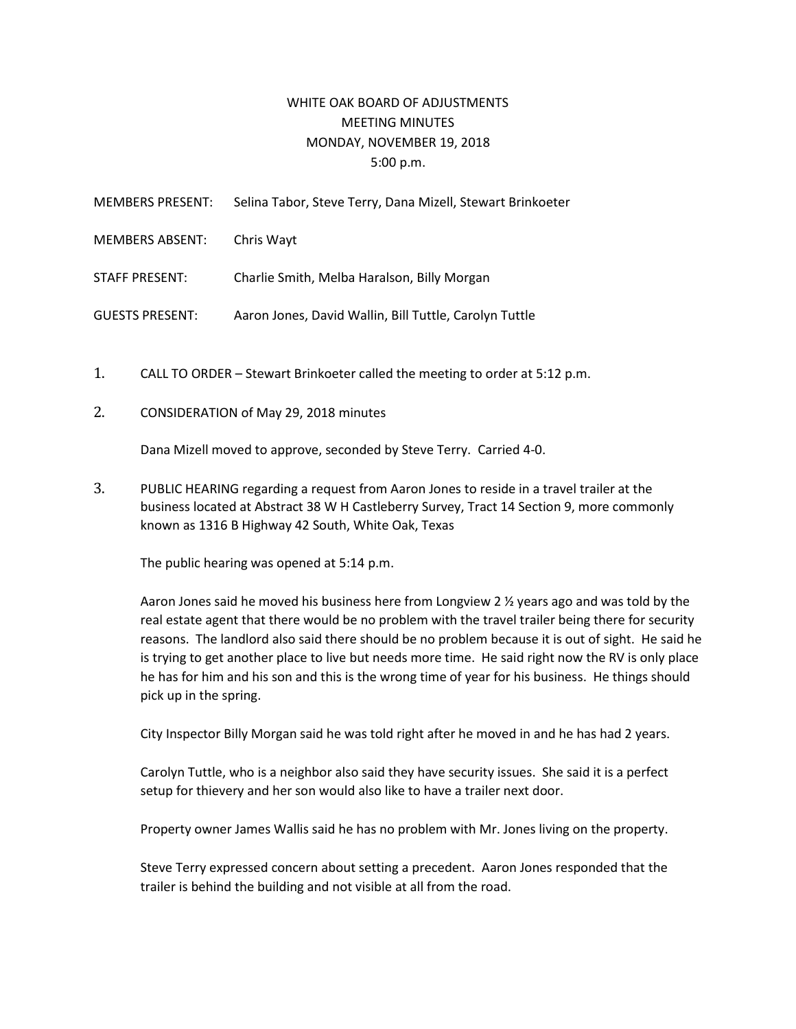# WHITE OAK BOARD OF ADJUSTMENTS
## MEETING MINUTES
## MONDAY, NOVEMBER 19, 2018
## 5:00 p.m.

MEMBERS PRESENT: Selina Tabor, Steve Terry, Dana Mizell, Stewart Brinkoeter

MEMBERS ABSENT: Chris Wayt

STAFF PRESENT: Charlie Smith, Melba Haralson, Billy Morgan

GUESTS PRESENT: Aaron Jones, David Wallin, Bill Tuttle, Carolyn Tuttle

1. CALL TO ORDER – Stewart Brinkoeter called the meeting to order at 5:12 p.m.

2. CONSIDERATION of May 29, 2018 minutes

   Dana Mizell moved to approve, seconded by Steve Terry. Carried 4-0.

3. PUBLIC HEARING regarding a request from Aaron Jones to reside in a travel trailer at the business located at Abstract 38 W H Castleberry Survey, Tract 14 Section 9, more commonly known as 1316 B Highway 42 South, White Oak, Texas

   The public hearing was opened at 5:14 p.m.

   Aaron Jones said he moved his business here from Longview 2 ½ years ago and was told by the real estate agent that there would be no problem with the travel trailer being there for security reasons. The landlord also said there should be no problem because it is out of sight. He said he is trying to get another place to live but needs more time. He said right now the RV is only place he has for him and his son and this is the wrong time of year for his business. He things should pick up in the spring.

   City Inspector Billy Morgan said he was told right after he moved in and he has had 2 years.

   Carolyn Tuttle, who is a neighbor also said they have security issues. She said it is a perfect setup for thievery and her son would also like to have a trailer next door.

   Property owner James Wallis said he has no problem with Mr. Jones living on the property.

   Steve Terry expressed concern about setting a precedent. Aaron Jones responded that the trailer is behind the building and not visible at all from the road.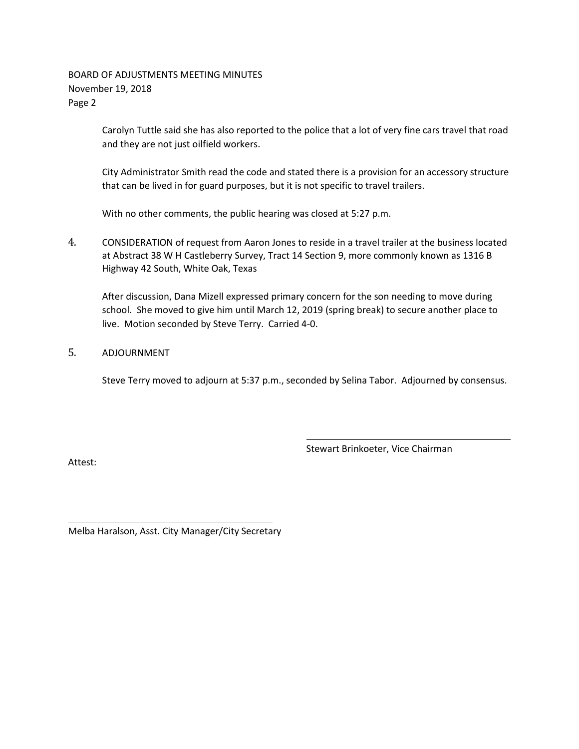Carolyn Tuttle said she has also reported to the police that a lot of very fine cars travel that road and they are not just oilfield workers.

City Administrator Smith read the code and stated there is a provision for an accessory structure that can be lived in for guard purposes, but it is not specific to travel trailers.

With no other comments, the public hearing was closed at 5:27 p.m.

4. CONSIDERATION of request from Aaron Jones to reside in a travel trailer at the business located at Abstract 38 W H Castleberry Survey, Tract 14 Section 9, more commonly known as 1316 B Highway 42 South, White Oak, Texas

   After discussion, Dana Mizell expressed primary concern for the son needing to move during school. She moved to give him until March 12, 2019 (spring break) to secure another place to live. Motion seconded by Steve Terry. Carried 4-0.

5. ADJOURNMENT

   Steve Terry moved to adjourn at 5:37 p.m., seconded by Selina Tabor. Adjourned by consensus.

Stewart Brinkoeter, Vice Chairman

Attest:

Melba Haralson, Asst. City Manager/City Secretary